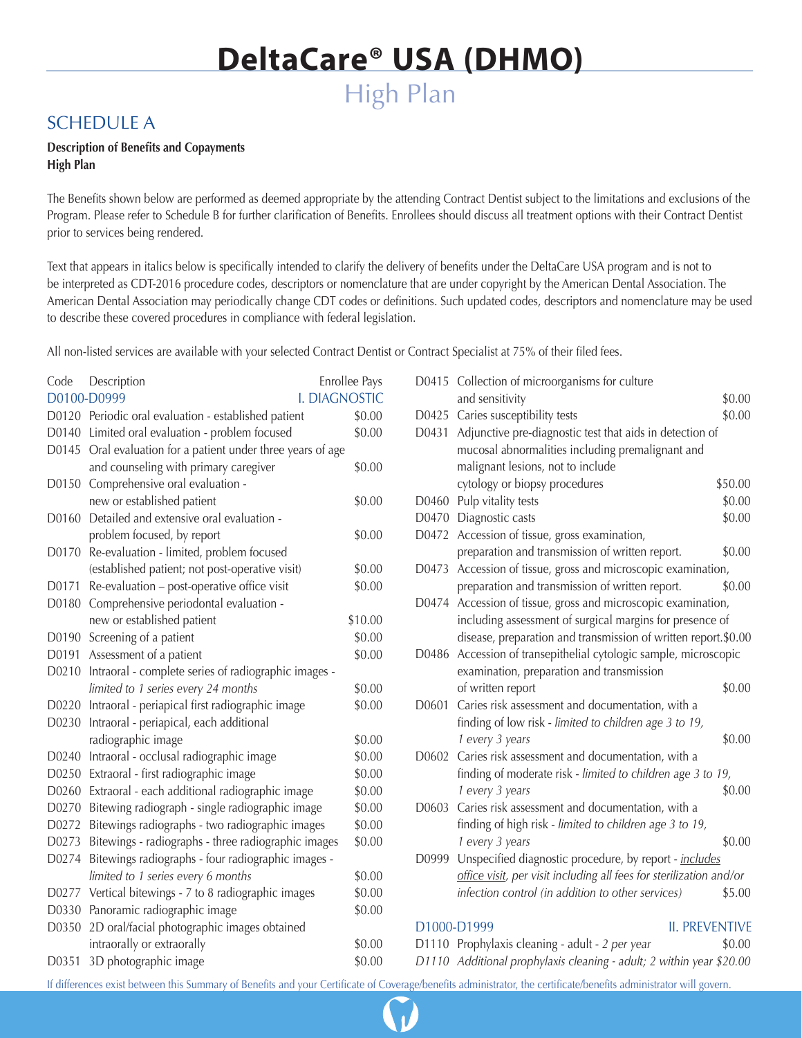# DeltaCare® USA (DHMO)

## High Plan

## SCHEDULE A

**Description of Benefits and Copayments**
**High Plan**

The Benefits shown below are performed as deemed appropriate by the attending Contract Dentist subject to the limitations and exclusions of the Program. Please refer to Schedule B for further clarification of Benefits. Enrollees should discuss all treatment options with their Contract Dentist prior to services being rendered.

Text that appears in italics below is specifically intended to clarify the delivery of benefits under the DeltaCare USA program and is not to be interpreted as CDT-2016 procedure codes, descriptors or nomenclature that are under copyright by the American Dental Association. The American Dental Association may periodically change CDT codes or definitions. Such updated codes, descriptors and nomenclature may be used to describe these covered procedures in compliance with federal legislation.

All non-listed services are available with your selected Contract Dentist or Contract Specialist at 75% of their filed fees.

| Code | Description | Enrollee Pays |
|---|---|---|
| D0100-D0999 | I. DIAGNOSTIC | |
| D0120 | Periodic oral evaluation - established patient | $0.00 |
| D0140 | Limited oral evaluation - problem focused | $0.00 |
| D0145 | Oral evaluation for a patient under three years of age and counseling with primary caregiver | $0.00 |
| D0150 | Comprehensive oral evaluation - new or established patient | $0.00 |
| D0160 | Detailed and extensive oral evaluation - problem focused, by report | $0.00 |
| D0170 | Re-evaluation - limited, problem focused (established patient; not post-operative visit) | $0.00 |
| D0171 | Re-evaluation – post-operative office visit | $0.00 |
| D0180 | Comprehensive periodontal evaluation - new or established patient | $10.00 |
| D0190 | Screening of a patient | $0.00 |
| D0191 | Assessment of a patient | $0.00 |
| D0210 | Intraoral - complete series of radiographic images - *limited to 1 series every 24 months* | $0.00 |
| D0220 | Intraoral - periapical first radiographic image | $0.00 |
| D0230 | Intraoral - periapical, each additional radiographic image | $0.00 |
| D0240 | Intraoral - occlusal radiographic image | $0.00 |
| D0250 | Extraoral - first radiographic image | $0.00 |
| D0260 | Extraoral - each additional radiographic image | $0.00 |
| D0270 | Bitewing radiograph - single radiographic image | $0.00 |
| D0272 | Bitewings radiographs - two radiographic images | $0.00 |
| D0273 | Bitewings - radiographs - three radiographic images | $0.00 |
| D0274 | Bitewings radiographs - four radiographic images - *limited to 1 series every 6 months* | $0.00 |
| D0277 | Vertical bitewings - 7 to 8 radiographic images | $0.00 |
| D0330 | Panoramic radiographic image | $0.00 |
| D0350 | 2D oral/facial photographic images obtained intraorally or extraorally | $0.00 |
| D0351 | 3D photographic image | $0.00 |
| D0415 | Collection of microorganisms for culture and sensitivity | $0.00 |
| D0425 | Caries susceptibility tests | $0.00 |
| D0431 | Adjunctive pre-diagnostic test that aids in detection of mucosal abnormalities including premalignant and malignant lesions, not to include cytology or biopsy procedures | $50.00 |
| D0460 | Pulp vitality tests | $0.00 |
| D0470 | Diagnostic casts | $0.00 |
| D0472 | Accession of tissue, gross examination, preparation and transmission of written report. | $0.00 |
| D0473 | Accession of tissue, gross and microscopic examination, preparation and transmission of written report. | $0.00 |
| D0474 | Accession of tissue, gross and microscopic examination, including assessment of surgical margins for presence of disease, preparation and transmission of written report. | $0.00 |
| D0486 | Accession of transepithelial cytologic sample, microscopic examination, preparation and transmission of written report | $0.00 |
| D0601 | Caries risk assessment and documentation, with a finding of low risk - *limited to children age 3 to 19, 1 every 3 years* | $0.00 |
| D0602 | Caries risk assessment and documentation, with a finding of moderate risk - *limited to children age 3 to 19, 1 every 3 years* | $0.00 |
| D0603 | Caries risk assessment and documentation, with a finding of high risk - *limited to children age 3 to 19, 1 every 3 years* | $0.00 |
| D0999 | Unspecified diagnostic procedure, by report - *includes office visit, per visit including all fees for sterilization and/or infection control (in addition to other services)* | $5.00 |
| D1000-D1999 | II. PREVENTIVE | |
| D1110 | Prophylaxis cleaning - adult - *2 per year* | $0.00 |
| *D1110* | *Additional prophylaxis cleaning - adult; 2 within year* | $20.00 |

If differences exist between this Summary of Benefits and your Certificate of Coverage/benefits administrator, the certificate/benefits administrator will govern.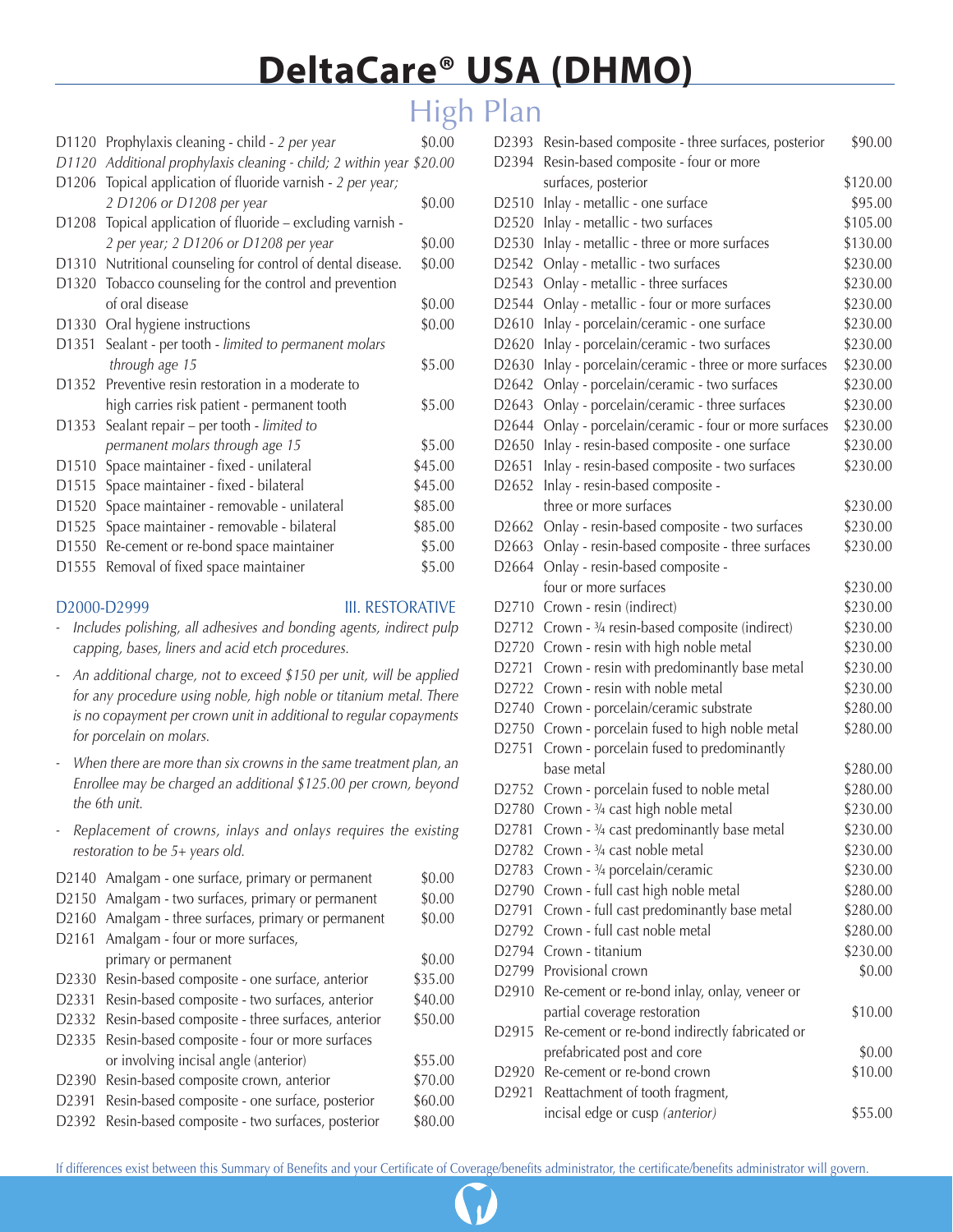# DeltaCare® USA (DHMO)

## High Plan

| Code | Procedure | Copayment |
|---|---|---|
| D1120 | Prophylaxis cleaning - child - *2 per year* | $0.00 |
| *D1120* | *Additional prophylaxis cleaning - child; 2 within year* | *$20.00* |
| D1206 | Topical application of fluoride varnish - *2 per year; 2 D1206 or D1208 per year* | $0.00 |
| D1208 | Topical application of fluoride – excluding varnish - *2 per year; 2 D1206 or D1208 per year* | $0.00 |
| D1310 | Nutritional counseling for control of dental disease. | $0.00 |
| D1320 | Tobacco counseling for the control and prevention of oral disease | $0.00 |
| D1330 | Oral hygiene instructions | $0.00 |
| D1351 | Sealant - per tooth - *limited to permanent molars through age 15* | $5.00 |
| D1352 | Preventive resin restoration in a moderate to high carries risk patient - permanent tooth | $5.00 |
| D1353 | Sealant repair – per tooth - *limited to permanent molars through age 15* | $5.00 |
| D1510 | Space maintainer - fixed - unilateral | $45.00 |
| D1515 | Space maintainer - fixed - bilateral | $45.00 |
| D1520 | Space maintainer - removable - unilateral | $85.00 |
| D1525 | Space maintainer - removable - bilateral | $85.00 |
| D1550 | Re-cement or re-bond space maintainer | $5.00 |
| D1555 | Removal of fixed space maintainer | $5.00 |

### D2000-D2999 III. RESTORATIVE

- *Includes polishing, all adhesives and bonding agents, indirect pulp capping, bases, liners and acid etch procedures.*
- *An additional charge, not to exceed $150 per unit, will be applied for any procedure using noble, high noble or titanium metal. There is no copayment per crown unit in additional to regular copayments for porcelain on molars.*
- *When there are more than six crowns in the same treatment plan, an Enrollee may be charged an additional $125.00 per crown, beyond the 6th unit.*
- *Replacement of crowns, inlays and onlays requires the existing restoration to be 5+ years old.*

| Code | Procedure | Copayment |
|---|---|---|
| D2140 | Amalgam - one surface, primary or permanent | $0.00 |
| D2150 | Amalgam - two surfaces, primary or permanent | $0.00 |
| D2160 | Amalgam - three surfaces, primary or permanent | $0.00 |
| D2161 | Amalgam - four or more surfaces, primary or permanent | $0.00 |
| D2330 | Resin-based composite - one surface, anterior | $35.00 |
| D2331 | Resin-based composite - two surfaces, anterior | $40.00 |
| D2332 | Resin-based composite - three surfaces, anterior | $50.00 |
| D2335 | Resin-based composite - four or more surfaces or involving incisal angle (anterior) | $55.00 |
| D2390 | Resin-based composite crown, anterior | $70.00 |
| D2391 | Resin-based composite - one surface, posterior | $60.00 |
| D2392 | Resin-based composite - two surfaces, posterior | $80.00 |
| D2393 | Resin-based composite - three surfaces, posterior | $90.00 |
| D2394 | Resin-based composite - four or more surfaces, posterior | $120.00 |
| D2510 | Inlay - metallic - one surface | $95.00 |
| D2520 | Inlay - metallic - two surfaces | $105.00 |
| D2530 | Inlay - metallic - three or more surfaces | $130.00 |
| D2542 | Onlay - metallic - two surfaces | $230.00 |
| D2543 | Onlay - metallic - three surfaces | $230.00 |
| D2544 | Onlay - metallic - four or more surfaces | $230.00 |
| D2610 | Inlay - porcelain/ceramic - one surface | $230.00 |
| D2620 | Inlay - porcelain/ceramic - two surfaces | $230.00 |
| D2630 | Inlay - porcelain/ceramic - three or more surfaces | $230.00 |
| D2642 | Onlay - porcelain/ceramic - two surfaces | $230.00 |
| D2643 | Onlay - porcelain/ceramic - three surfaces | $230.00 |
| D2644 | Onlay - porcelain/ceramic - four or more surfaces | $230.00 |
| D2650 | Inlay - resin-based composite - one surface | $230.00 |
| D2651 | Inlay - resin-based composite - two surfaces | $230.00 |
| D2652 | Inlay - resin-based composite - three or more surfaces | $230.00 |
| D2662 | Onlay - resin-based composite - two surfaces | $230.00 |
| D2663 | Onlay - resin-based composite - three surfaces | $230.00 |
| D2664 | Onlay - resin-based composite - four or more surfaces | $230.00 |
| D2710 | Crown - resin (indirect) | $230.00 |
| D2712 | Crown - ¾ resin-based composite (indirect) | $230.00 |
| D2720 | Crown - resin with high noble metal | $230.00 |
| D2721 | Crown - resin with predominantly base metal | $230.00 |
| D2722 | Crown - resin with noble metal | $230.00 |
| D2740 | Crown - porcelain/ceramic substrate | $280.00 |
| D2750 | Crown - porcelain fused to high noble metal | $280.00 |
| D2751 | Crown - porcelain fused to predominantly base metal | $280.00 |
| D2752 | Crown - porcelain fused to noble metal | $280.00 |
| D2780 | Crown - ¾ cast high noble metal | $230.00 |
| D2781 | Crown - ¾ cast predominantly base metal | $230.00 |
| D2782 | Crown - ¾ cast noble metal | $230.00 |
| D2783 | Crown - ¾ porcelain/ceramic | $230.00 |
| D2790 | Crown - full cast high noble metal | $280.00 |
| D2791 | Crown - full cast predominantly base metal | $280.00 |
| D2792 | Crown - full cast noble metal | $280.00 |
| D2794 | Crown - titanium | $230.00 |
| D2799 | Provisional crown | $0.00 |
| D2910 | Re-cement or re-bond inlay, onlay, veneer or partial coverage restoration | $10.00 |
| D2915 | Re-cement or re-bond indirectly fabricated or prefabricated post and core | $0.00 |
| D2920 | Re-cement or re-bond crown | $10.00 |
| D2921 | Reattachment of tooth fragment, incisal edge or cusp *(anterior)* | $55.00 |

If differences exist between this Summary of Benefits and your Certificate of Coverage/benefits administrator, the certificate/benefits administrator will govern.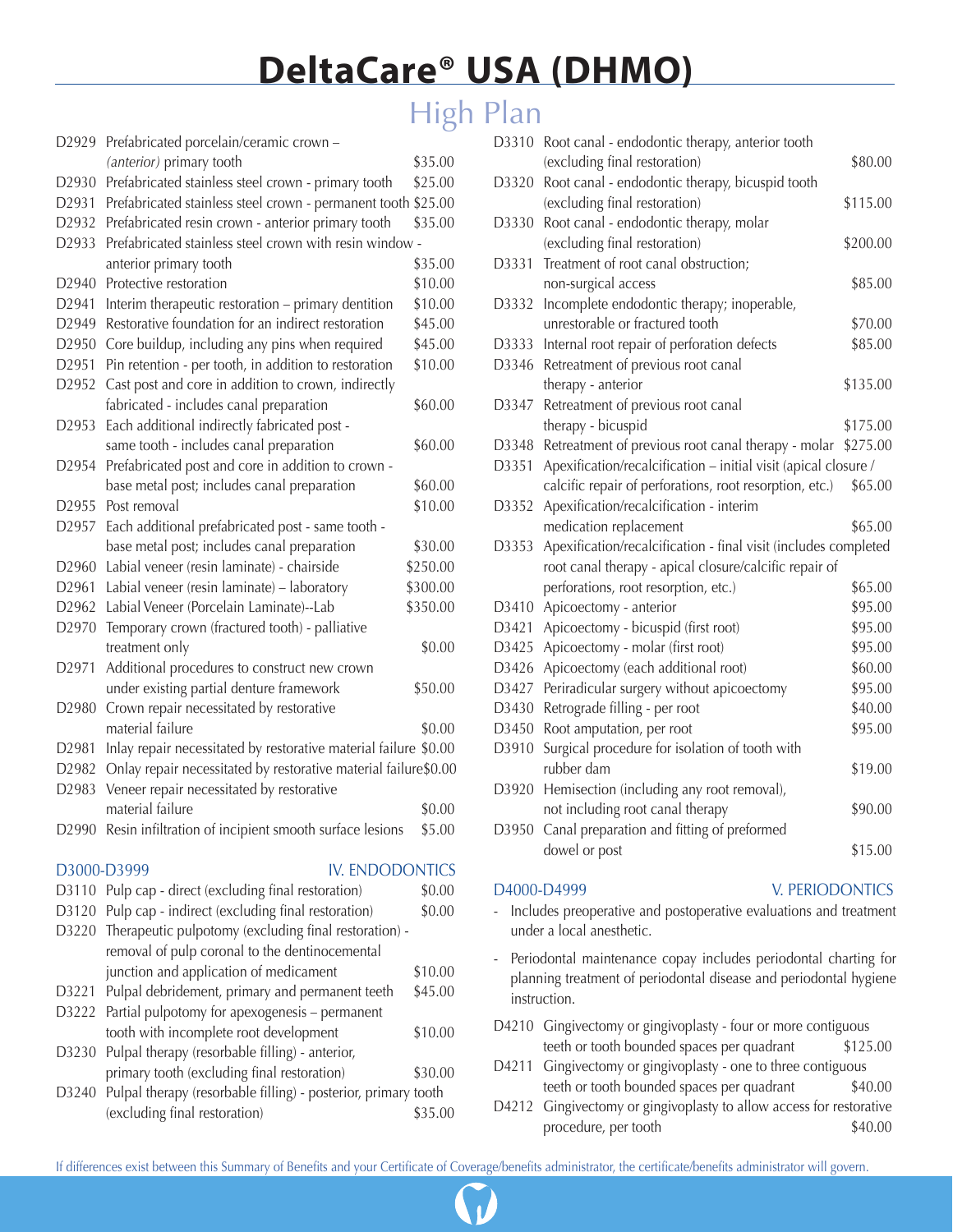# DeltaCare® USA (DHMO)

## High Plan

| Code | Description | Copay |
|---|---|---|
| D2929 | Prefabricated porcelain/ceramic crown – *(anterior)* primary tooth | $35.00 |
| D2930 | Prefabricated stainless steel crown - primary tooth | $25.00 |
| D2931 | Prefabricated stainless steel crown - permanent tooth | $25.00 |
| D2932 | Prefabricated resin crown - anterior primary tooth | $35.00 |
| D2933 | Prefabricated stainless steel crown with resin window - anterior primary tooth | $35.00 |
| D2940 | Protective restoration | $10.00 |
| D2941 | Interim therapeutic restoration – primary dentition | $10.00 |
| D2949 | Restorative foundation for an indirect restoration | $45.00 |
| D2950 | Core buildup, including any pins when required | $45.00 |
| D2951 | Pin retention - per tooth, in addition to restoration | $10.00 |
| D2952 | Cast post and core in addition to crown, indirectly fabricated - includes canal preparation | $60.00 |
| D2953 | Each additional indirectly fabricated post - same tooth - includes canal preparation | $60.00 |
| D2954 | Prefabricated post and core in addition to crown - base metal post; includes canal preparation | $60.00 |
| D2955 | Post removal | $10.00 |
| D2957 | Each additional prefabricated post - same tooth - base metal post; includes canal preparation | $30.00 |
| D2960 | Labial veneer (resin laminate) - chairside | $250.00 |
| D2961 | Labial veneer (resin laminate) – laboratory | $300.00 |
| D2962 | Labial Veneer (Porcelain Laminate)--Lab | $350.00 |
| D2970 | Temporary crown (fractured tooth) - palliative treatment only | $0.00 |
| D2971 | Additional procedures to construct new crown under existing partial denture framework | $50.00 |
| D2980 | Crown repair necessitated by restorative material failure | $0.00 |
| D2981 | Inlay repair necessitated by restorative material failure | $0.00 |
| D2982 | Onlay repair necessitated by restorative material failure | $0.00 |
| D2983 | Veneer repair necessitated by restorative material failure | $0.00 |
| D2990 | Resin infiltration of incipient smooth surface lesions | $5.00 |

### D3000-D3999 IV. ENDODONTICS

| Code | Description | Copay |
|---|---|---|
| D3110 | Pulp cap - direct (excluding final restoration) | $0.00 |
| D3120 | Pulp cap - indirect (excluding final restoration) | $0.00 |
| D3220 | Therapeutic pulpotomy (excluding final restoration) - removal of pulp coronal to the dentinocemental junction and application of medicament | $10.00 |
| D3221 | Pulpal debridement, primary and permanent teeth | $45.00 |
| D3222 | Partial pulpotomy for apexogenesis – permanent tooth with incomplete root development | $10.00 |
| D3230 | Pulpal therapy (resorbable filling) - anterior, primary tooth (excluding final restoration) | $30.00 |
| D3240 | Pulpal therapy (resorbable filling) - posterior, primary tooth (excluding final restoration) | $35.00 |
| D3310 | Root canal - endodontic therapy, anterior tooth (excluding final restoration) | $80.00 |
| D3320 | Root canal - endodontic therapy, bicuspid tooth (excluding final restoration) | $115.00 |
| D3330 | Root canal - endodontic therapy, molar (excluding final restoration) | $200.00 |
| D3331 | Treatment of root canal obstruction; non-surgical access | $85.00 |
| D3332 | Incomplete endodontic therapy; inoperable, unrestorable or fractured tooth | $70.00 |
| D3333 | Internal root repair of perforation defects | $85.00 |
| D3346 | Retreatment of previous root canal therapy - anterior | $135.00 |
| D3347 | Retreatment of previous root canal therapy - bicuspid | $175.00 |
| D3348 | Retreatment of previous root canal therapy - molar | $275.00 |
| D3351 | Apexification/recalcification – initial visit (apical closure / calcific repair of perforations, root resorption, etc.) | $65.00 |
| D3352 | Apexification/recalcification - interim medication replacement | $65.00 |
| D3353 | Apexification/recalcification - final visit (includes completed root canal therapy - apical closure/calcific repair of perforations, root resorption, etc.) | $65.00 |
| D3410 | Apicoectomy - anterior | $95.00 |
| D3421 | Apicoectomy - bicuspid (first root) | $95.00 |
| D3425 | Apicoectomy - molar (first root) | $95.00 |
| D3426 | Apicoectomy (each additional root) | $60.00 |
| D3427 | Periradicular surgery without apicoectomy | $95.00 |
| D3430 | Retrograde filling - per root | $40.00 |
| D3450 | Root amputation, per root | $95.00 |
| D3910 | Surgical procedure for isolation of tooth with rubber dam | $19.00 |
| D3920 | Hemisection (including any root removal), not including root canal therapy | $90.00 |
| D3950 | Canal preparation and fitting of preformed dowel or post | $15.00 |

### D4000-D4999 V. PERIODONTICS

- Includes preoperative and postoperative evaluations and treatment under a local anesthetic.
- Periodontal maintenance copay includes periodontal charting for planning treatment of periodontal disease and periodontal hygiene instruction.

| Code | Description | Copay |
|---|---|---|
| D4210 | Gingivectomy or gingivoplasty - four or more contiguous teeth or tooth bounded spaces per quadrant | $125.00 |
| D4211 | Gingivectomy or gingivoplasty - one to three contiguous teeth or tooth bounded spaces per quadrant | $40.00 |
| D4212 | Gingivectomy or gingivoplasty to allow access for restorative procedure, per tooth | $40.00 |

If differences exist between this Summary of Benefits and your Certificate of Coverage/benefits administrator, the certificate/benefits administrator will govern.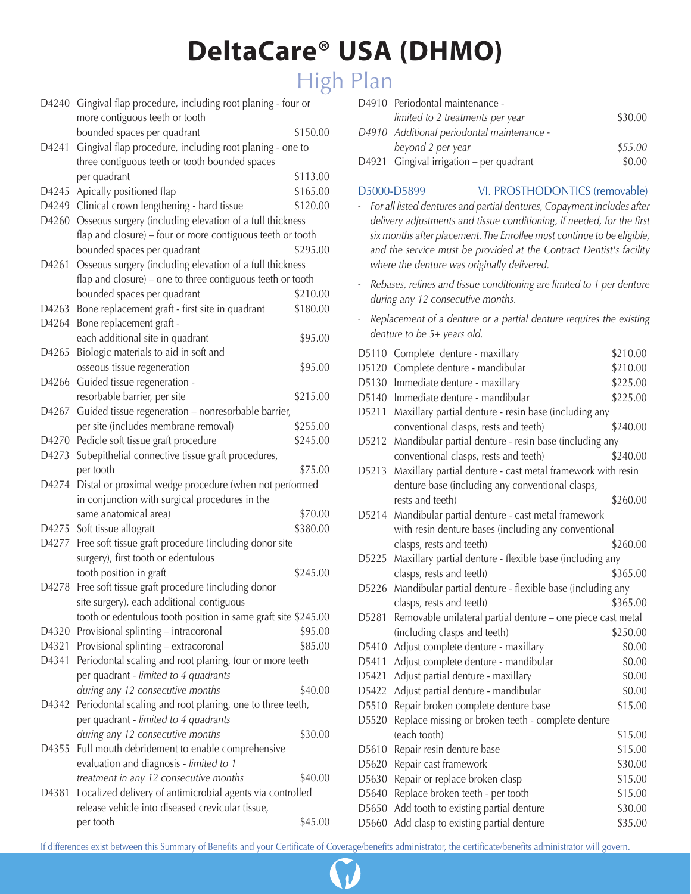# DeltaCare® USA (DHMO)

## High Plan

| Code | Description | Copayment |
|---|---|---|
| D4240 | Gingival flap procedure, including root planing - four or more contiguous teeth or tooth bounded spaces per quadrant | $150.00 |
| D4241 | Gingival flap procedure, including root planing - one to three contiguous teeth or tooth bounded spaces per quadrant | $113.00 |
| D4245 | Apically positioned flap | $165.00 |
| D4249 | Clinical crown lengthening - hard tissue | $120.00 |
| D4260 | Osseous surgery (including elevation of a full thickness flap and closure) – four or more contiguous teeth or tooth bounded spaces per quadrant | $295.00 |
| D4261 | Osseous surgery (including elevation of a full thickness flap and closure) – one to three contiguous teeth or tooth bounded spaces per quadrant | $210.00 |
| D4263 | Bone replacement graft - first site in quadrant | $180.00 |
| D4264 | Bone replacement graft - each additional site in quadrant | $95.00 |
| D4265 | Biologic materials to aid in soft and osseous tissue regeneration | $95.00 |
| D4266 | Guided tissue regeneration - resorbable barrier, per site | $215.00 |
| D4267 | Guided tissue regeneration – nonresorbable barrier, per site (includes membrane removal) | $255.00 |
| D4270 | Pedicle soft tissue graft procedure | $245.00 |
| D4273 | Subepithelial connective tissue graft procedures, per tooth | $75.00 |
| D4274 | Distal or proximal wedge procedure (when not performed in conjunction with surgical procedures in the same anatomical area) | $70.00 |
| D4275 | Soft tissue allograft | $380.00 |
| D4277 | Free soft tissue graft procedure (including donor site surgery), first tooth or edentulous tooth position in graft | $245.00 |
| D4278 | Free soft tissue graft procedure (including donor site surgery), each additional contiguous tooth or edentulous tooth position in same graft site | $245.00 |
| D4320 | Provisional splinting – intracoronal | $95.00 |
| D4321 | Provisional splinting – extracoronal | $85.00 |
| D4341 | Periodontal scaling and root planing, four or more teeth per quadrant - *limited to 4 quadrants during any 12 consecutive months* | $40.00 |
| D4342 | Periodontal scaling and root planing, one to three teeth, per quadrant - *limited to 4 quadrants during any 12 consecutive months* | $30.00 |
| D4355 | Full mouth debridement to enable comprehensive evaluation and diagnosis - *limited to 1 treatment in any 12 consecutive months* | $40.00 |
| D4381 | Localized delivery of antimicrobial agents via controlled release vehicle into diseased crevicular tissue, per tooth | $45.00 |
| D4910 | Periodontal maintenance - *limited to 2 treatments per year* | $30.00 |
| *D4910* | *Additional periodontal maintenance - beyond 2 per year* | *$55.00* |
| D4921 | Gingival irrigation – per quadrant | $0.00 |

### D5000-D5899 VI. PROSTHODONTICS (removable)

- *For all listed dentures and partial dentures, Copayment includes after delivery adjustments and tissue conditioning, if needed, for the first six months after placement. The Enrollee must continue to be eligible, and the service must be provided at the Contract Dentist's facility where the denture was originally delivered.*
- *Rebases, relines and tissue conditioning are limited to 1 per denture during any 12 consecutive months.*
- *Replacement of a denture or a partial denture requires the existing denture to be 5+ years old.*

| Code | Description | Copayment |
|---|---|---|
| D5110 | Complete denture - maxillary | $210.00 |
| D5120 | Complete denture - mandibular | $210.00 |
| D5130 | Immediate denture - maxillary | $225.00 |
| D5140 | Immediate denture - mandibular | $225.00 |
| D5211 | Maxillary partial denture - resin base (including any conventional clasps, rests and teeth) | $240.00 |
| D5212 | Mandibular partial denture - resin base (including any conventional clasps, rests and teeth) | $240.00 |
| D5213 | Maxillary partial denture - cast metal framework with resin denture base (including any conventional clasps, rests and teeth) | $260.00 |
| D5214 | Mandibular partial denture - cast metal framework with resin denture bases (including any conventional clasps, rests and teeth) | $260.00 |
| D5225 | Maxillary partial denture - flexible base (including any clasps, rests and teeth) | $365.00 |
| D5226 | Mandibular partial denture - flexible base (including any clasps, rests and teeth) | $365.00 |
| D5281 | Removable unilateral partial denture – one piece cast metal (including clasps and teeth) | $250.00 |
| D5410 | Adjust complete denture - maxillary | $0.00 |
| D5411 | Adjust complete denture - mandibular | $0.00 |
| D5421 | Adjust partial denture - maxillary | $0.00 |
| D5422 | Adjust partial denture - mandibular | $0.00 |
| D5510 | Repair broken complete denture base | $15.00 |
| D5520 | Replace missing or broken teeth - complete denture (each tooth) | $15.00 |
| D5610 | Repair resin denture base | $15.00 |
| D5620 | Repair cast framework | $30.00 |
| D5630 | Repair or replace broken clasp | $15.00 |
| D5640 | Replace broken teeth - per tooth | $15.00 |
| D5650 | Add tooth to existing partial denture | $30.00 |
| D5660 | Add clasp to existing partial denture | $35.00 |

If differences exist between this Summary of Benefits and your Certificate of Coverage/benefits administrator, the certificate/benefits administrator will govern.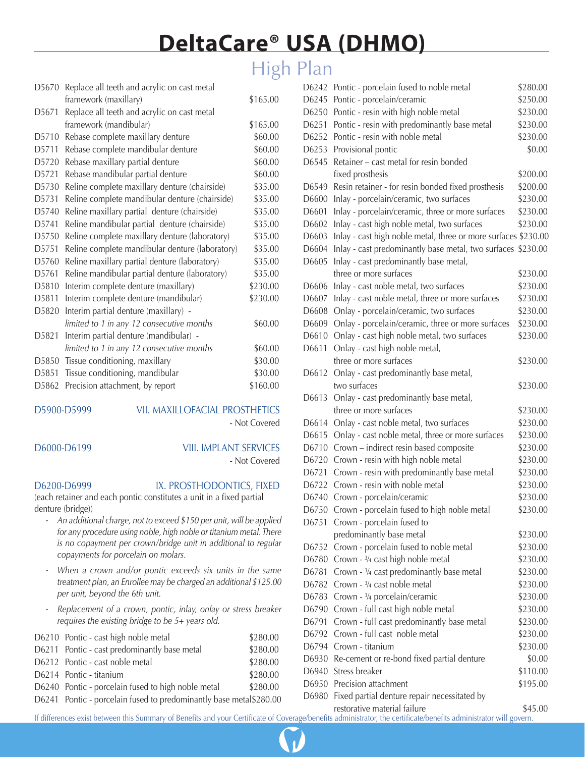# DeltaCare® USA (DHMO)

## High Plan

| Code | Procedure | Copayment |
|---|---|---|
| D5670 | Replace all teeth and acrylic on cast metal framework (maxillary) | $165.00 |
| D5671 | Replace all teeth and acrylic on cast metal framework (mandibular) | $165.00 |
| D5710 | Rebase complete maxillary denture | $60.00 |
| D5711 | Rebase complete mandibular denture | $60.00 |
| D5720 | Rebase maxillary partial denture | $60.00 |
| D5721 | Rebase mandibular partial denture | $60.00 |
| D5730 | Reline complete maxillary denture (chairside) | $35.00 |
| D5731 | Reline complete mandibular denture (chairside) | $35.00 |
| D5740 | Reline maxillary partial denture (chairside) | $35.00 |
| D5741 | Reline mandibular partial denture (chairside) | $35.00 |
| D5750 | Reline complete maxillary denture (laboratory) | $35.00 |
| D5751 | Reline complete mandibular denture (laboratory) | $35.00 |
| D5760 | Reline maxillary partial denture (laboratory) | $35.00 |
| D5761 | Reline mandibular partial denture (laboratory) | $35.00 |
| D5810 | Interim complete denture (maxillary) | $230.00 |
| D5811 | Interim complete denture (mandibular) | $230.00 |
| D5820 | Interim partial denture (maxillary) - *limited to 1 in any 12 consecutive months* | $60.00 |
| D5821 | Interim partial denture (mandibular) - *limited to 1 in any 12 consecutive months* | $60.00 |
| D5850 | Tissue conditioning, maxillary | $30.00 |
| D5851 | Tissue conditioning, mandibular | $30.00 |
| D5862 | Precision attachment, by report | $160.00 |

### D5900-D5999 VII. MAXILLOFACIAL PROSTHETICS

- Not Covered

### D6000-D6199 VIII. IMPLANT SERVICES

- Not Covered

### D6200-D6999 IX. PROSTHODONTICS, FIXED

(each retainer and each pontic constitutes a unit in a fixed partial denture (bridge))

- *An additional charge, not to exceed $150 per unit, will be applied for any procedure using noble, high noble or titanium metal. There is no copayment per crown/bridge unit in additional to regular copayments for porcelain on molars.*
- *When a crown and/or pontic exceeds six units in the same treatment plan, an Enrollee may be charged an additional $125.00 per unit, beyond the 6th unit.*
- *Replacement of a crown, pontic, inlay, onlay or stress breaker requires the existing bridge to be 5+ years old.*

| Code | Procedure | Copayment |
|---|---|---|
| D6210 | Pontic - cast high noble metal | $280.00 |
| D6211 | Pontic - cast predominantly base metal | $280.00 |
| D6212 | Pontic - cast noble metal | $280.00 |
| D6214 | Pontic - titanium | $280.00 |
| D6240 | Pontic - porcelain fused to high noble metal | $280.00 |
| D6241 | Pontic - porcelain fused to predominantly base metal | $280.00 |
| D6242 | Pontic - porcelain fused to noble metal | $280.00 |
| D6245 | Pontic - porcelain/ceramic | $250.00 |
| D6250 | Pontic - resin with high noble metal | $230.00 |
| D6251 | Pontic - resin with predominantly base metal | $230.00 |
| D6252 | Pontic - resin with noble metal | $230.00 |
| D6253 | Provisional pontic | $0.00 |
| D6545 | Retainer – cast metal for resin bonded fixed prosthesis | $200.00 |
| D6549 | Resin retainer - for resin bonded fixed prosthesis | $200.00 |
| D6600 | Inlay - porcelain/ceramic, two surfaces | $230.00 |
| D6601 | Inlay - porcelain/ceramic, three or more surfaces | $230.00 |
| D6602 | Inlay - cast high noble metal, two surfaces | $230.00 |
| D6603 | Inlay - cast high noble metal, three or more surfaces | $230.00 |
| D6604 | Inlay - cast predominantly base metal, two surfaces | $230.00 |
| D6605 | Inlay - cast predominantly base metal, three or more surfaces | $230.00 |
| D6606 | Inlay - cast noble metal, two surfaces | $230.00 |
| D6607 | Inlay - cast noble metal, three or more surfaces | $230.00 |
| D6608 | Onlay - porcelain/ceramic, two surfaces | $230.00 |
| D6609 | Onlay - porcelain/ceramic, three or more surfaces | $230.00 |
| D6610 | Onlay - cast high noble metal, two surfaces | $230.00 |
| D6611 | Onlay - cast high noble metal, three or more surfaces | $230.00 |
| D6612 | Onlay - cast predominantly base metal, two surfaces | $230.00 |
| D6613 | Onlay - cast predominantly base metal, three or more surfaces | $230.00 |
| D6614 | Onlay - cast noble metal, two surfaces | $230.00 |
| D6615 | Onlay - cast noble metal, three or more surfaces | $230.00 |
| D6710 | Crown – indirect resin based composite | $230.00 |
| D6720 | Crown - resin with high noble metal | $230.00 |
| D6721 | Crown - resin with predominantly base metal | $230.00 |
| D6722 | Crown - resin with noble metal | $230.00 |
| D6740 | Crown - porcelain/ceramic | $230.00 |
| D6750 | Crown - porcelain fused to high noble metal | $230.00 |
| D6751 | Crown - porcelain fused to predominantly base metal | $230.00 |
| D6752 | Crown - porcelain fused to noble metal | $230.00 |
| D6780 | Crown - ¾ cast high noble metal | $230.00 |
| D6781 | Crown - ¾ cast predominantly base metal | $230.00 |
| D6782 | Crown - ¾ cast noble metal | $230.00 |
| D6783 | Crown - ¾ porcelain/ceramic | $230.00 |
| D6790 | Crown - full cast high noble metal | $230.00 |
| D6791 | Crown - full cast predominantly base metal | $230.00 |
| D6792 | Crown - full cast noble metal | $230.00 |
| D6794 | Crown - titanium | $230.00 |
| D6930 | Re-cement or re-bond fixed partial denture | $0.00 |
| D6940 | Stress breaker | $110.00 |
| D6950 | Precision attachment | $195.00 |
| D6980 | Fixed partial denture repair necessitated by restorative material failure | $45.00 |

If differences exist between this Summary of Benefits and your Certificate of Coverage/benefits administrator, the certificate/benefits administrator will govern.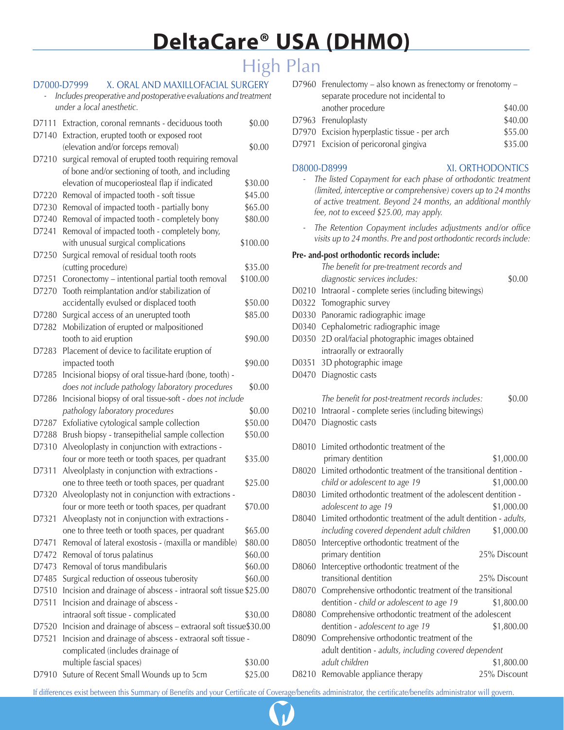# DeltaCare® USA (DHMO)

## High Plan

### D7000-D7999 X. ORAL AND MAXILLOFACIAL SURGERY

- *Includes preoperative and postoperative evaluations and treatment under a local anesthetic.*

| Code | Description | Copayment |
|---|---|---|
| D7111 | Extraction, coronal remnants - deciduous tooth | $0.00 |
| D7140 | Extraction, erupted tooth or exposed root (elevation and/or forceps removal) | $0.00 |
| D7210 | surgical removal of erupted tooth requiring removal of bone and/or sectioning of tooth, and including elevation of mucoperiosteal flap if indicated | $30.00 |
| D7220 | Removal of impacted tooth - soft tissue | $45.00 |
| D7230 | Removal of impacted tooth - partially bony | $65.00 |
| D7240 | Removal of impacted tooth - completely bony | $80.00 |
| D7241 | Removal of impacted tooth - completely bony, with unusual surgical complications | $100.00 |
| D7250 | Surgical removal of residual tooth roots (cutting procedure) | $35.00 |
| D7251 | Coronectomy – intentional partial tooth removal | $100.00 |
| D7270 | Tooth reimplantation and/or stabilization of accidentally evulsed or displaced tooth | $50.00 |
| D7280 | Surgical access of an unerupted tooth | $85.00 |
| D7282 | Mobilization of erupted or malpositioned tooth to aid eruption | $90.00 |
| D7283 | Placement of device to facilitate eruption of impacted tooth | $90.00 |
| D7285 | Incisional biopsy of oral tissue-hard (bone, tooth) - *does not include pathology laboratory procedures* | $0.00 |
| D7286 | Incisional biopsy of oral tissue-soft - *does not include pathology laboratory procedures* | $0.00 |
| D7287 | Exfoliative cytological sample collection | $50.00 |
| D7288 | Brush biopsy - transepithelial sample collection | $50.00 |
| D7310 | Alveoloplasty in conjunction with extractions - four or more teeth or tooth spaces, per quadrant | $35.00 |
| D7311 | Alveolplasty in conjunction with extractions - one to three teeth or tooth spaces, per quadrant | $25.00 |
| D7320 | Alveoloplasty not in conjunction with extractions - four or more teeth or tooth spaces, per quadrant | $70.00 |
| D7321 | Alveoplasty not in conjunction with extractions - one to three teeth or tooth spaces, per quadrant | $65.00 |
| D7471 | Removal of lateral exostosis - (maxilla or mandible) | $80.00 |
| D7472 | Removal of torus palatinus | $60.00 |
| D7473 | Removal of torus mandibularis | $60.00 |
| D7485 | Surgical reduction of osseous tuberosity | $60.00 |
| D7510 | Incision and drainage of abscess - intraoral soft tissue | $25.00 |
| D7511 | Incision and drainage of abscess - intraoral soft tissue - complicated | $30.00 |
| D7520 | Incision and drainage of abscess – extraoral soft tissue | $30.00 |
| D7521 | Incision and drainage of abscess - extraoral soft tissue - complicated (includes drainage of multiple fascial spaces) | $30.00 |
| D7910 | Suture of Recent Small Wounds up to 5cm | $25.00 |
| D7960 | Frenulectomy – also known as frenectomy or frenotomy – separate procedure not incidental to another procedure | $40.00 |
| D7963 | Frenuloplasty | $40.00 |
| D7970 | Excision hyperplastic tissue - per arch | $55.00 |
| D7971 | Excision of pericoronal gingiva | $35.00 |

### D8000-D8999 XI. ORTHODONTICS

- *The listed Copayment for each phase of orthodontic treatment (limited, interceptive or comprehensive) covers up to 24 months of active treatment. Beyond 24 months, an additional monthly fee, not to exceed $25.00, may apply.*
- *The Retention Copayment includes adjustments and/or office visits up to 24 months. Pre and post orthodontic records include:*

**Pre- and-post orthodontic records include:**

| Code | Description | Copayment |
|---|---|---|
| | *The benefit for pre-treatment records and diagnostic services includes:* | $0.00 |
| D0210 | Intraoral - complete series (including bitewings) | |
| D0322 | Tomographic survey | |
| D0330 | Panoramic radiographic image | |
| D0340 | Cephalometric radiographic image | |
| D0350 | 2D oral/facial photographic images obtained intraorally or extraorally | |
| D0351 | 3D photographic image | |
| D0470 | Diagnostic casts | |
| | *The benefit for post-treatment records includes:* | $0.00 |
| D0210 | Intraoral - complete series (including bitewings) | |
| D0470 | Diagnostic casts | |

| Code | Description | Copayment |
|---|---|---|
| D8010 | Limited orthodontic treatment of the primary dentition | $1,000.00 |
| D8020 | Limited orthodontic treatment of the transitional dentition - *child or adolescent to age 19* | $1,000.00 |
| D8030 | Limited orthodontic treatment of the adolescent dentition - *adolescent to age 19* | $1,000.00 |
| D8040 | Limited orthodontic treatment of the adult dentition - *adults, including covered dependent adult children* | $1,000.00 |
| D8050 | Interceptive orthodontic treatment of the primary dentition | 25% Discount |
| D8060 | Interceptive orthodontic treatment of the transitional dentition | 25% Discount |
| D8070 | Comprehensive orthodontic treatment of the transitional dentition - *child or adolescent to age 19* | $1,800.00 |
| D8080 | Comprehensive orthodontic treatment of the adolescent dentition - *adolescent to age 19* | $1,800.00 |
| D8090 | Comprehensive orthodontic treatment of the adult dentition - *adults, including covered dependent adult children* | $1,800.00 |
| D8210 | Removable appliance therapy | 25% Discount |

If differences exist between this Summary of Benefits and your Certificate of Coverage/benefits administrator, the certificate/benefits administrator will govern.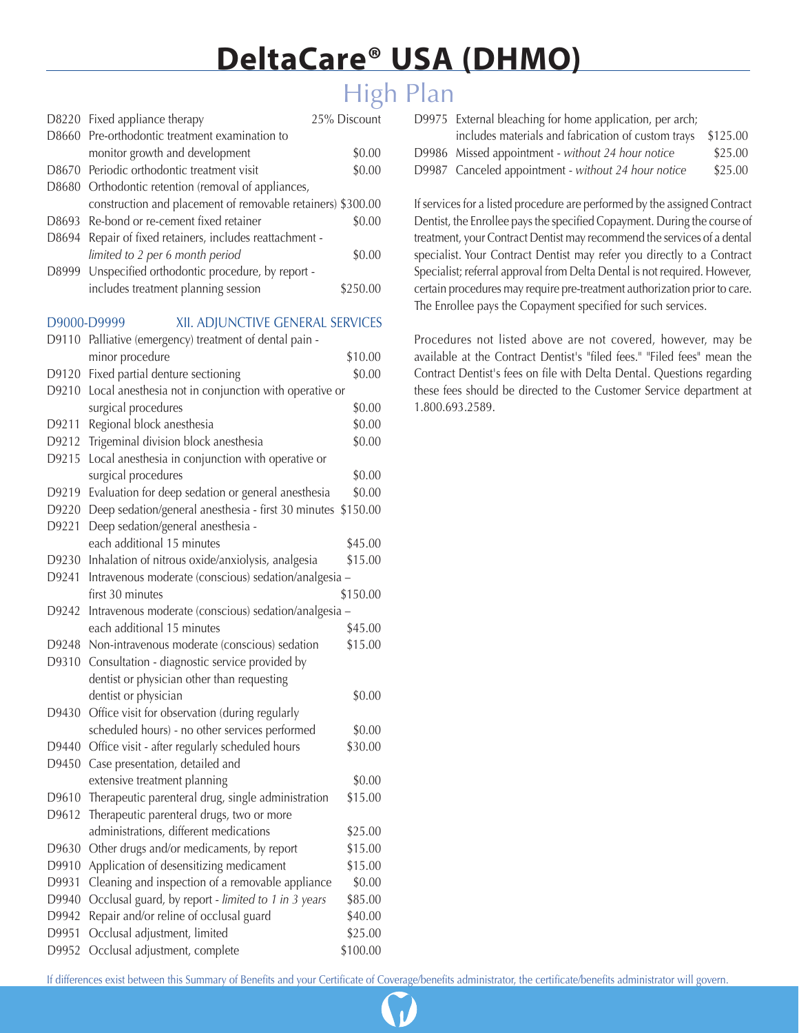# DeltaCare® USA (DHMO)

## High Plan

| | | |
|---|---|---|
| D8220 | Fixed appliance therapy | 25% Discount |
| D8660 | Pre-orthodontic treatment examination to monitor growth and development | $0.00 |
| D8670 | Periodic orthodontic treatment visit | $0.00 |
| D8680 | Orthodontic retention (removal of appliances, construction and placement of removable retainers) | $300.00 |
| D8693 | Re-bond or re-cement fixed retainer | $0.00 |
| D8694 | Repair of fixed retainers, includes reattachment - *limited to 2 per 6 month period* | $0.00 |
| D8999 | Unspecified orthodontic procedure, by report - includes treatment planning session | $250.00 |

### D9000-D9999 XII. ADJUNCTIVE GENERAL SERVICES

| | | |
|---|---|---|
| D9110 | Palliative (emergency) treatment of dental pain - minor procedure | $10.00 |
| D9120 | Fixed partial denture sectioning | $0.00 |
| D9210 | Local anesthesia not in conjunction with operative or surgical procedures | $0.00 |
| D9211 | Regional block anesthesia | $0.00 |
| D9212 | Trigeminal division block anesthesia | $0.00 |
| D9215 | Local anesthesia in conjunction with operative or surgical procedures | $0.00 |
| D9219 | Evaluation for deep sedation or general anesthesia | $0.00 |
| D9220 | Deep sedation/general anesthesia - first 30 minutes | $150.00 |
| D9221 | Deep sedation/general anesthesia - each additional 15 minutes | $45.00 |
| D9230 | Inhalation of nitrous oxide/anxiolysis, analgesia | $15.00 |
| D9241 | Intravenous moderate (conscious) sedation/analgesia – first 30 minutes | $150.00 |
| D9242 | Intravenous moderate (conscious) sedation/analgesia – each additional 15 minutes | $45.00 |
| D9248 | Non-intravenous moderate (conscious) sedation | $15.00 |
| D9310 | Consultation - diagnostic service provided by dentist or physician other than requesting dentist or physician | $0.00 |
| D9430 | Office visit for observation (during regularly scheduled hours) - no other services performed | $0.00 |
| D9440 | Office visit - after regularly scheduled hours | $30.00 |
| D9450 | Case presentation, detailed and extensive treatment planning | $0.00 |
| D9610 | Therapeutic parenteral drug, single administration | $15.00 |
| D9612 | Therapeutic parenteral drugs, two or more administrations, different medications | $25.00 |
| D9630 | Other drugs and/or medicaments, by report | $15.00 |
| D9910 | Application of desensitizing medicament | $15.00 |
| D9931 | Cleaning and inspection of a removable appliance | $0.00 |
| D9940 | Occlusal guard, by report - *limited to 1 in 3 years* | $85.00 |
| D9942 | Repair and/or reline of occlusal guard | $40.00 |
| D9951 | Occlusal adjustment, limited | $25.00 |
| D9952 | Occlusal adjustment, complete | $100.00 |
| D9975 | External bleaching for home application, per arch; includes materials and fabrication of custom trays | $125.00 |
| D9986 | Missed appointment - *without 24 hour notice* | $25.00 |
| D9987 | Canceled appointment - *without 24 hour notice* | $25.00 |

If services for a listed procedure are performed by the assigned Contract Dentist, the Enrollee pays the specified Copayment. During the course of treatment, your Contract Dentist may recommend the services of a dental specialist. Your Contract Dentist may refer you directly to a Contract Specialist; referral approval from Delta Dental is not required. However, certain procedures may require pre-treatment authorization prior to care. The Enrollee pays the Copayment specified for such services.

Procedures not listed above are not covered, however, may be available at the Contract Dentist's "filed fees." "Filed fees" mean the Contract Dentist's fees on file with Delta Dental. Questions regarding these fees should be directed to the Customer Service department at 1.800.693.2589.

If differences exist between this Summary of Benefits and your Certificate of Coverage/benefits administrator, the certificate/benefits administrator will govern.